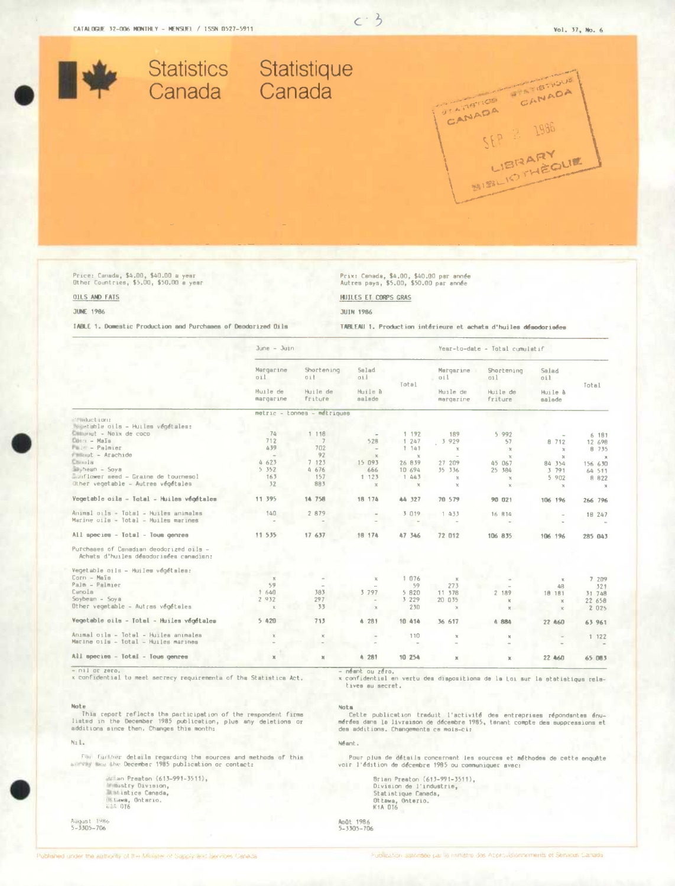CATALOGUE 32-006 MONTHLY - MENSUEL / ISSN 0527-5911

Vol. 37, No. 6

# Statistics Canada Statistique Canada

Price: Canada, $4.00, $40.00 a year
Other Countries, $5.00, $50.00 a year

Prix: Canada, $4.00, $40.00 par année
Autres pays, $5.00, $50.00 par année

## OILS AND FATS

## HUILES ET CORPS GRAS

JUNE 1986

JUIN 1986

TABLE 1. Domestic Production and Purchases of Deodorized Oils

TABLEAU 1. Production intérieure et achats d'huiles désodorisées

| | June - Juin | | | | Year-to-date - Total cumulatif | | | |
|---|---|---|---|---|---|---|---|---|
| | Margarine oil<br>Huile de margarine | Shortening oil<br>Huile de friture | Salad oil<br>Huile à salade | Total | Margarine oil<br>Huile de margarine | Shortening oil<br>Huile de friture | Salad oil<br>Huile à salade | Total |
| | metric - tonnes - métriques | | | | | | | |
| Production: | | | | | | | | |
| Vegetable oils - Huiles végétales: | | | | | | | | |
| Coconut - Noix de coco | 74 | 1 118 | - | 1 192 | 189 | 5 992 | - | 6 181 |
| Corn - Maïs | 712 | 7 | 528 | 1 247 | 3 929 | 57 | 8 712 | 12 698 |
| Palm - Palmier | 439 | 702 | - | 1 141 | x | x | x | 8 735 |
| Peanut - Arachide | - | 92 | x | x | - | x | x | x |
| Canola | 4 623 | 7 123 | 15 093 | 26 839 | 27 209 | 45 067 | 84 354 | 156 630 |
| Soybean - Soya | 5 352 | 4 676 | 666 | 10 694 | 35 336 | 25 384 | 3 791 | 64 511 |
| Sunflower seed - Graine de tournesol | 163 | 157 | 1 123 | 1 443 | x | x | 5 902 | 8 822 |
| Other vegetable - Autres végétales | 32 | 883 | x | x | x | x | x | x |
| **Vegetable oils - Total - Huiles végétales** | **11 395** | **14 758** | **18 174** | **44 327** | **70 579** | **90 021** | **106 196** | **266 796** |
| Animal oils - Total - Huiles animales | 140 | 2 879 | - | 3 019 | 1 433 | 16 814 | - | 18 247 |
| Marine oils - Total - Huiles marines | - | - | - | - | - | - | - | - |
| **All species - Total - Tous genres** | **11 535** | **17 637** | **18 174** | **47 346** | **72 012** | **106 835** | **106 196** | **285 043** |
| Purchases of Canadian deodorized oils - Achats d'huiles désodorisées canadien: | | | | | | | | |
| Vegetable oils - Huiles végétales: | | | | | | | | |
| Corn - Maïs | x | - | x | 1 076 | x | - | x | 7 209 |
| Palm - Palmier | 59 | - | - | 59 | 273 | - | 48 | 321 |
| Canola | 1 640 | 383 | 3 797 | 5 820 | 11 378 | 2 189 | 18 181 | 31 748 |
| Soybean - Soya | 2 932 | 297 | - | 3 229 | 20 035 | x | x | 22 658 |
| Other vegetable - Autres végétales | x | 33 | x | 230 | x | x | x | 2 025 |
| **Vegetable oils - Total - Huiles végétales** | **5 420** | **713** | **4 281** | **10 414** | **36 617** | **4 884** | **22 460** | **63 961** |
| Animal oils - Total - Huiles animales | x | x | - | 110 | x | x | - | 1 122 |
| Marine oils - Total - Huiles marines | - | - | - | - | - | - | - | - |
| **All species - Total - Tous genres** | **x** | **x** | **4 281** | **10 254** | **x** | **x** | **22 460** | **65 083** |

\- nil or zero.
x confidential to meet secrecy requirements of the Statistics Act.

\- néant ou zéro.
x confidentiel en vertu des dispositions de la Loi sur la statistique relatives au secret.

**Note**

This report reflects the participation of the respondent firms listed in the December 1985 publication, plus any deletions or additions since then. Changes this month:

Nil.

For further details regarding the sources and methods of this survey see the December 1985 publication or contact:

Brian Preston (613-991-3511),
Industry Division,
Statistics Canada,
Ottawa, Ontario.
K1A 0T6

August 1986
5-3305-706

**Note**

Cette publication traduit l'activité des entreprises répondantes énumérées dans la livraison de décembre 1985, tenant compte des suppressions et des additions. Changements ce mois-ci:

Néant.

Pour plus de détails concernant les sources et méthodes de cette enquête voir l'édition de décembre 1985 ou communiquer avec:

Brian Preston (613-991-3511),
Division de l'industrie,
Statistique Canada,
Ottawa, Ontario.
K1A 0T6

Août 1986
5-3305-706

Published under the authority of the Minister of Supply and Services Canada

Publication autorisée par le ministre des Approvisionnements et Services Canada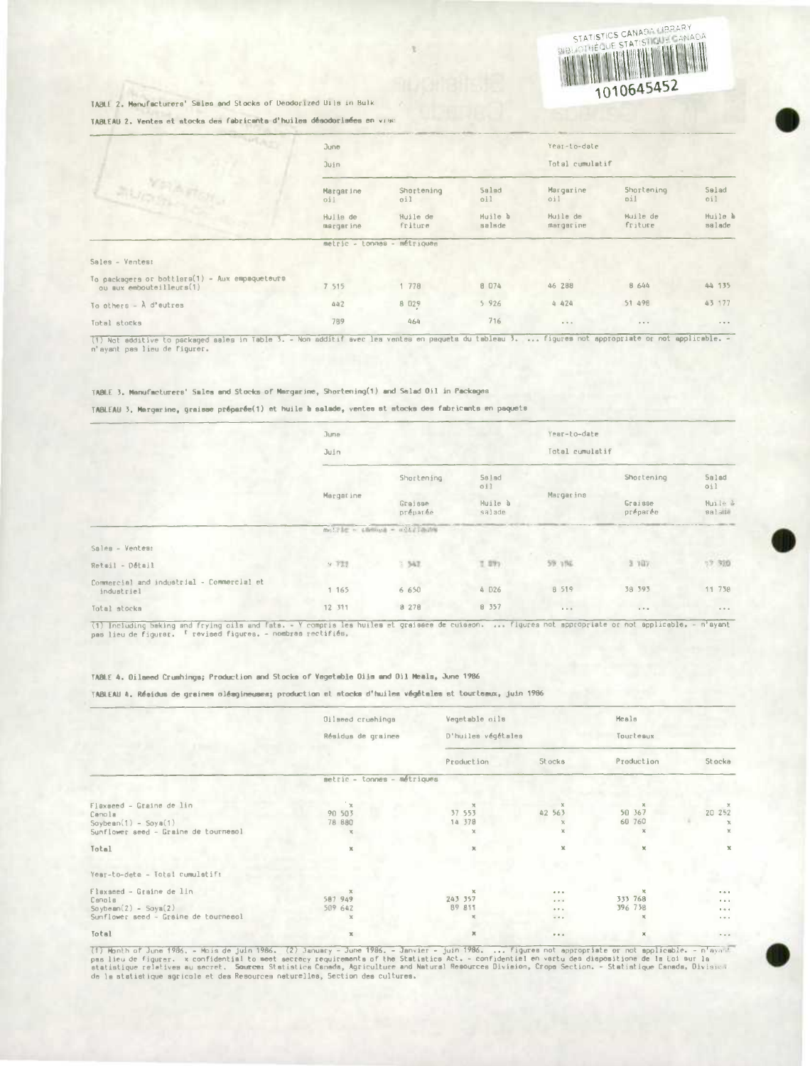TABLE 2. Manufacturers' Sales and Stocks of Deodorized Oils in Bulk

TABLEAU 2. Ventes et stocks des fabricants d'huiles désodorisées en vrac

| | June | | | Year-to-date | | |
|---|---|---|---|---|---|---|
| | Juin | | | Total cumulatif | | |
| | Margarine oil | Shortening oil | Salad oil | Margarine oil | Shortening oil | Salad oil |
| | Huile de margarine | Huile de friture | Huile à salade | Huile de margarine | Huile de friture | Huile à salade |
| | metric - tonnes - métriques | | | | | |
| Sales - Ventes: | | | | | | |
| To packagers or bottlers(1) - Aux empaqueteurs ou aux embouteilleurs(1) | 7 515 | 1 778 | 8 074 | 46 288 | 8 644 | 44 135 |
| To others - À d'autres | 442 | 8 029 | 5 926 | 4 424 | 51 498 | 43 177 |
| Total stocks | 789 | 464 | 716 | ... | ... | ... |

(1) Not additive to packaged sales in Table 3. - Non additif avec les ventes en paquets du tableau 3. ... figures not appropriate or not applicable. - n'ayant pas lieu de figurer.

TABLE 3. Manufacturers' Sales and Stocks of Margarine, Shortening(1) and Salad Oil in Packages

TABLEAU 3. Margarine, graisse préparée(1) et huile à salade, ventes et stocks des fabricants en paquets

| | June | | | Year-to-date | | |
|---|---|---|---|---|---|---|
| | Juin | | | Total cumulatif | | |
| | Margarine | Shortening Graisse préparée | Salad oil Huile à salade | Margarine | Shortening Graisse préparée | Salad oil Huile à salade |
| | metric - tonnes - métriques | | | | | |
| Sales - Ventes: | | | | | | |
| Retail - Détail | 9 722 | 1 547 | 2 891 | 59 196 | 3 107 | 17 910 |
| Commercial and industrial - Commercial et industriel | 1 165 | 6 650 | 4 026 | 8 519 | 38 393 | 11 738 |
| Total stocks | 12 311 | 8 278 | 8 357 | ... | ... | ... |

(1) Including baking and frying oils and fats. - Y compris les huiles et graisses de cuisson. ... figures not appropriate or not applicable. - n'ayant pas lieu de figurer. [r] revised figures. - nombres rectifiés.

TABLE 4. Oilseed Crushings; Production and Stocks of Vegetable Oils and Oil Meals, June 1986

TABLEAU 4. Résidus de graines oléagineuses; production et stocks d'huiles végétales et tourteaux, juin 1986

| | Oilseed crushings | Vegetable oils | | Meals | |
|---|---|---|---|---|---|
| | Résidus de graines | D'huiles végétales | | Tourteaux | |
| | | Production | Stocks | Production | Stocks |
| | metric - tonnes - métriques | | | | |
| Flaxseed - Graine de lin | x | x | x | x | x |
| Canola | 90 503 | 37 553 | 42 563 | 50 367 | 20 252 |
| Soybean(1) - Soya(1) | 78 880 | 14 378 | x | 60 760 | x |
| Sunflower seed - Graine de tournesol | x | x | x | x | x |
| Total | x | x | x | x | x |
| Year-to-date - Total cumulatif: | | | | | |
| Flaxseed - Graine de lin | x | x | ... | x | ... |
| Canola | 587 949 | 243 357 | ... | 333 768 | ... |
| Soybean(2) - Soya(2) | 509 642 | 89 811 | ... | 396 738 | ... |
| Sunflower seed - Graine de tournesol | x | x | ... | x | ... |
| Total | x | x | ... | x | ... |

(1) Month of June 1986. - Mois de juin 1986. (2) January - June 1986. - Janvier - juin 1986. ... figures not appropriate or not applicable. - n'ayant pas lieu de figurer. x confidential to meet secrecy requirements of the Statistics Act. - confidentiel en vertu des dispositions de la Loi sur la statistique relatives au secret. **Source:** Statistics Canada, Agriculture and Natural Resources Division, Crops Section. - Statistique Canada, Division de la statistique agricole et des Resources naturelles, Section des cultures.